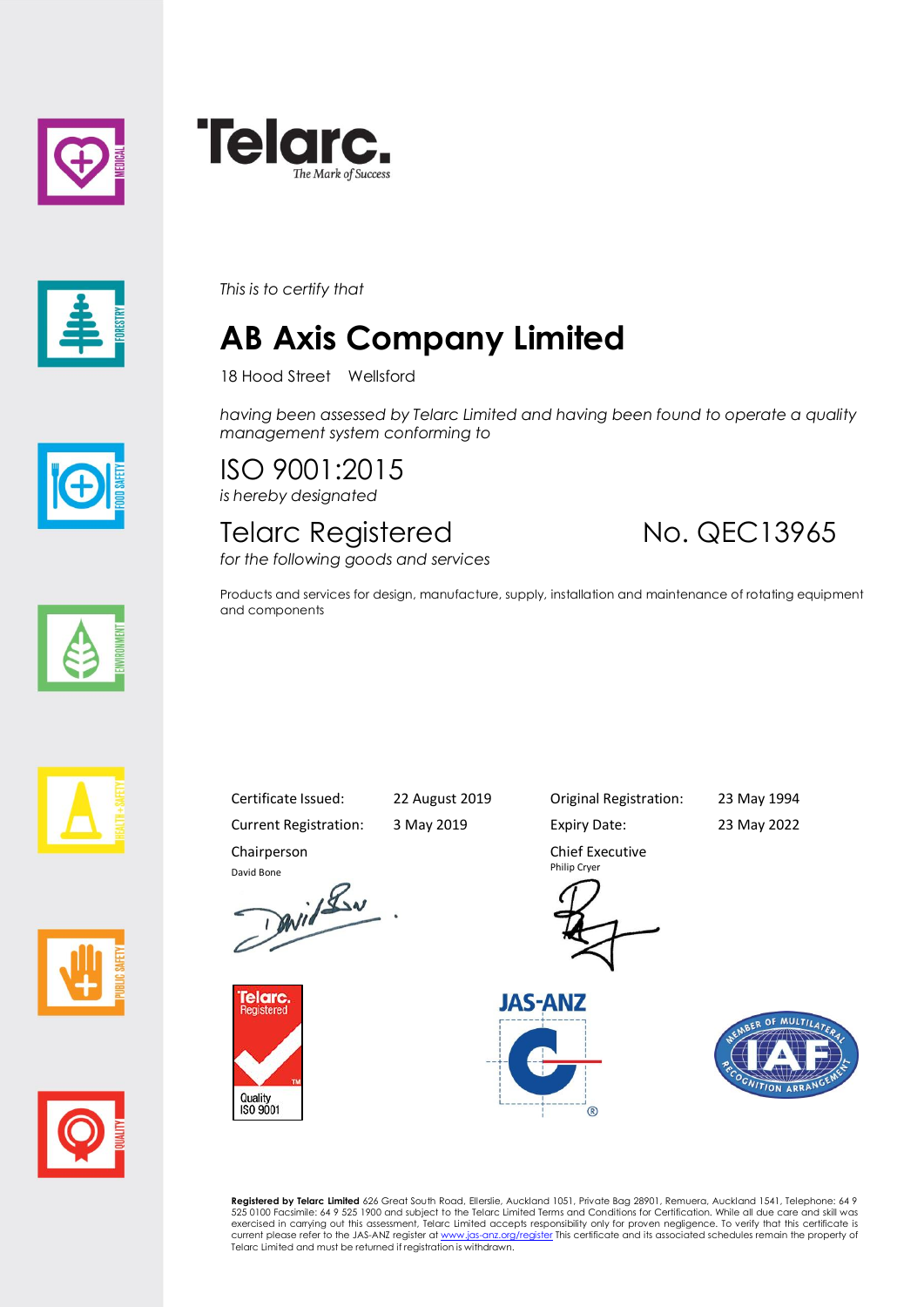Telarc.
*The Mark of Success*

*This is to certify that*

# AB Axis Company Limited

18 Hood Street  Wellsford

*having been assessed by Telarc Limited and having been found to operate a quality management system conforming to*

## ISO 9001:2015

*is hereby designated*

## Telarc Registered  No. QEC13965

*for the following goods and services*

Products and services for design, manufacture, supply, installation and maintenance of rotating equipment and components

| | | | |
|---|---|---|---|
| Certificate Issued: | 22 August 2019 | Original Registration: | 23 May 1994 |
| Current Registration: | 3 May 2019 | Expiry Date: | 23 May 2022 |

Chairperson
David Bone

Chief Executive
Philip Cryer

Telarc. Registered
Quality ISO 9001

JAS-ANZ

MEMBER OF MULTILATERAL RECOGNITION ARRANGEMENT
IAF

**Registered by Telarc Limited** 626 Great South Road, Ellerslie, Auckland 1051, Private Bag 28901, Remuera, Auckland 1541, Telephone: 64 9 525 0100 Facsimile: 64 9 525 1900 and subject to the Telarc Limited Terms and Conditions for Certification. While all due care and skill was exercised in carrying out this assessment, Telarc Limited accepts responsibility only for proven negligence. To verify that this certificate is current please refer to the JAS-ANZ register at www.jas-anz.org/register This certificate and its associated schedules remain the property of Telarc Limited and must be returned if registration is withdrawn.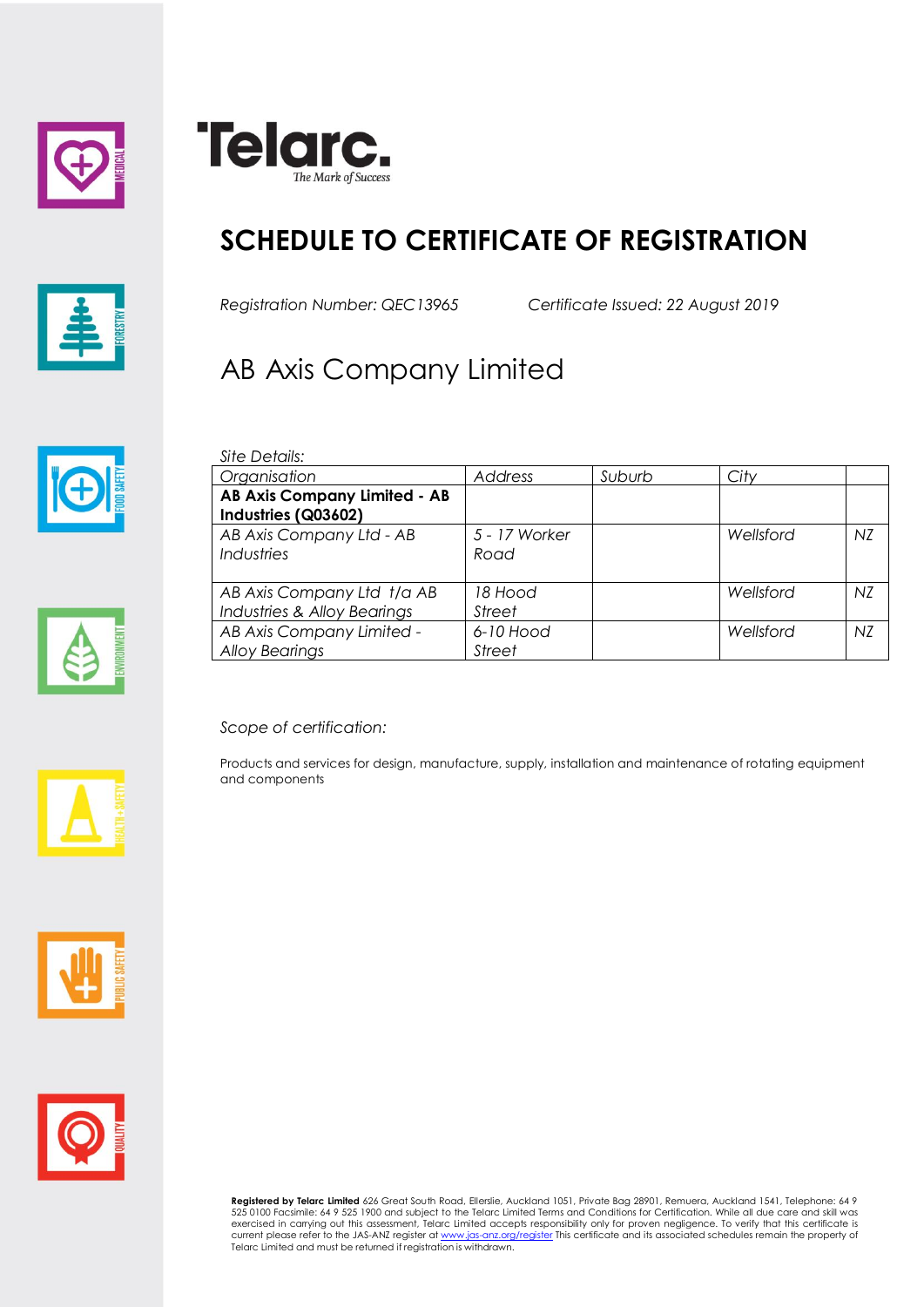Telarc.
The Mark of Success

# SCHEDULE TO CERTIFICATE OF REGISTRATION

*Registration Number: QEC13965* *Certificate Issued: 22 August 2019*

## AB Axis Company Limited

*Site Details:*

| *Organisation* | *Address* | *Suburb* | *City* | |
|---|---|---|---|---|
| **AB Axis Company Limited - AB Industries (Q03602)** | | | | |
| *AB Axis Company Ltd - AB Industries* | *5 - 17 Worker Road* | | *Wellsford* | *NZ* |
| *AB Axis Company Ltd t/a AB Industries & Alloy Bearings* | *18 Hood Street* | | *Wellsford* | *NZ* |
| *AB Axis Company Limited - Alloy Bearings* | *6-10 Hood Street* | | *Wellsford* | *NZ* |

*Scope of certification:*

Products and services for design, manufacture, supply, installation and maintenance of rotating equipment and components

**Registered by Telarc Limited** 626 Great South Road, Ellerslie, Auckland 1051, Private Bag 28901, Remuera, Auckland 1541, Telephone: 64 9 525 0100 Facsimile: 64 9 525 1900 and subject to the Telarc Limited Terms and Conditions for Certification. While all due care and skill was exercised in carrying out this assessment, Telarc Limited accepts responsibility only for proven negligence. To verify that this certificate is current please refer to the JAS-ANZ register at www.jas-anz.org/register This certificate and its associated schedules remain the property of Telarc Limited and must be returned if registration is withdrawn.